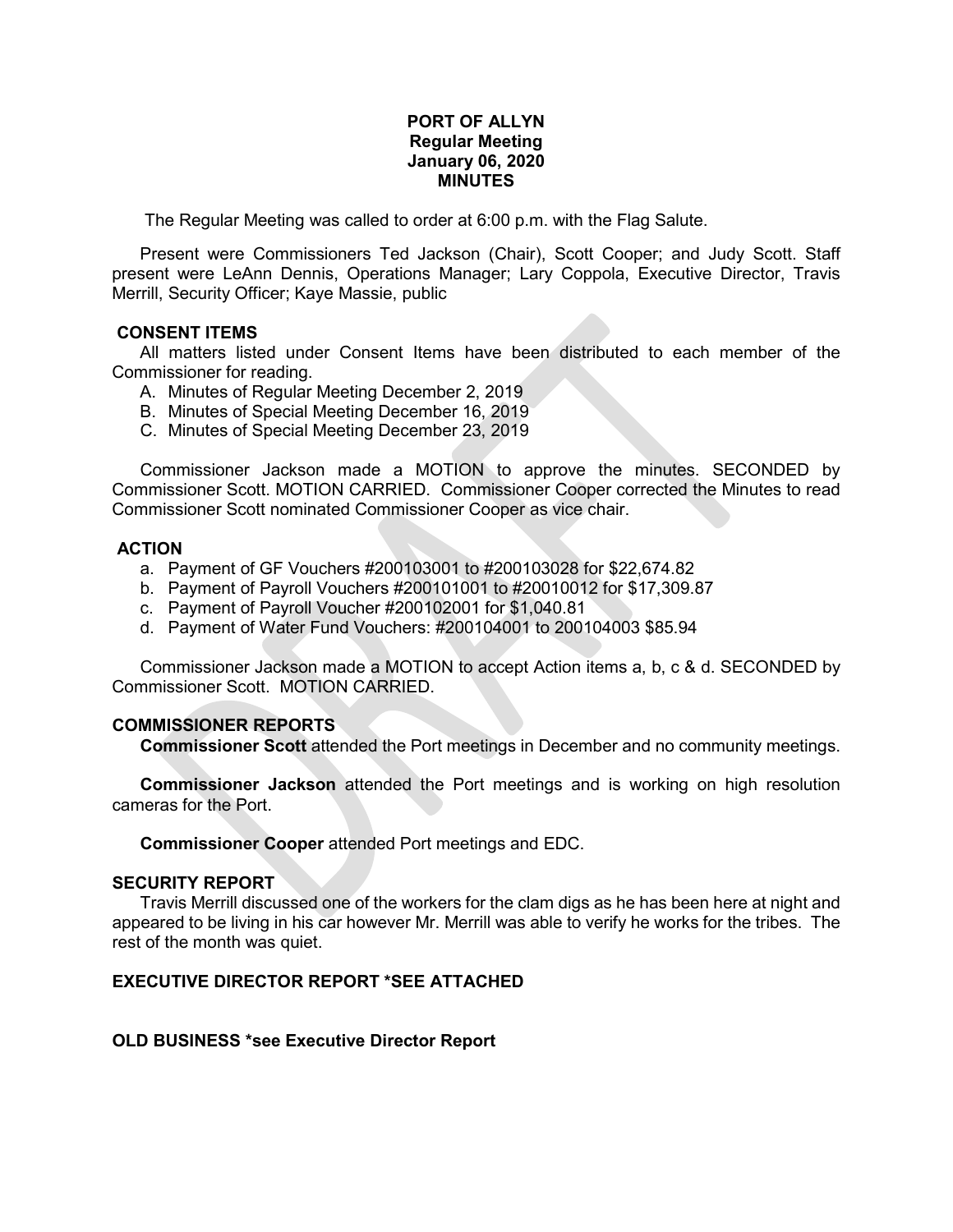**PORT OF ALLYN**
**Regular Meeting**
**January 06, 2020**
**MINUTES**

The Regular Meeting was called to order at 6:00 p.m. with the Flag Salute.

Present were Commissioners Ted Jackson (Chair), Scott Cooper; and Judy Scott. Staff present were LeAnn Dennis, Operations Manager; Lary Coppola, Executive Director, Travis Merrill, Security Officer; Kaye Massie, public

**CONSENT ITEMS**

All matters listed under Consent Items have been distributed to each member of the Commissioner for reading.

A. Minutes of Regular Meeting December 2, 2019
B. Minutes of Special Meeting December 16, 2019
C. Minutes of Special Meeting December 23, 2019

Commissioner Jackson made a MOTION to approve the minutes. SECONDED by Commissioner Scott. MOTION CARRIED. Commissioner Cooper corrected the Minutes to read Commissioner Scott nominated Commissioner Cooper as vice chair.

**ACTION**

a. Payment of GF Vouchers #200103001 to #200103028 for $22,674.82
b. Payment of Payroll Vouchers #200101001 to #20010012 for $17,309.87
c. Payment of Payroll Voucher #200102001 for $1,040.81
d. Payment of Water Fund Vouchers: #200104001 to 200104003 $85.94

Commissioner Jackson made a MOTION to accept Action items a, b, c & d. SECONDED by Commissioner Scott. MOTION CARRIED.

**COMMISSIONER REPORTS**

**Commissioner Scott** attended the Port meetings in December and no community meetings.

**Commissioner Jackson** attended the Port meetings and is working on high resolution cameras for the Port.

**Commissioner Cooper** attended Port meetings and EDC.

**SECURITY REPORT**

Travis Merrill discussed one of the workers for the clam digs as he has been here at night and appeared to be living in his car however Mr. Merrill was able to verify he works for the tribes. The rest of the month was quiet.

**EXECUTIVE DIRECTOR REPORT *SEE ATTACHED**

**OLD BUSINESS *see Executive Director Report**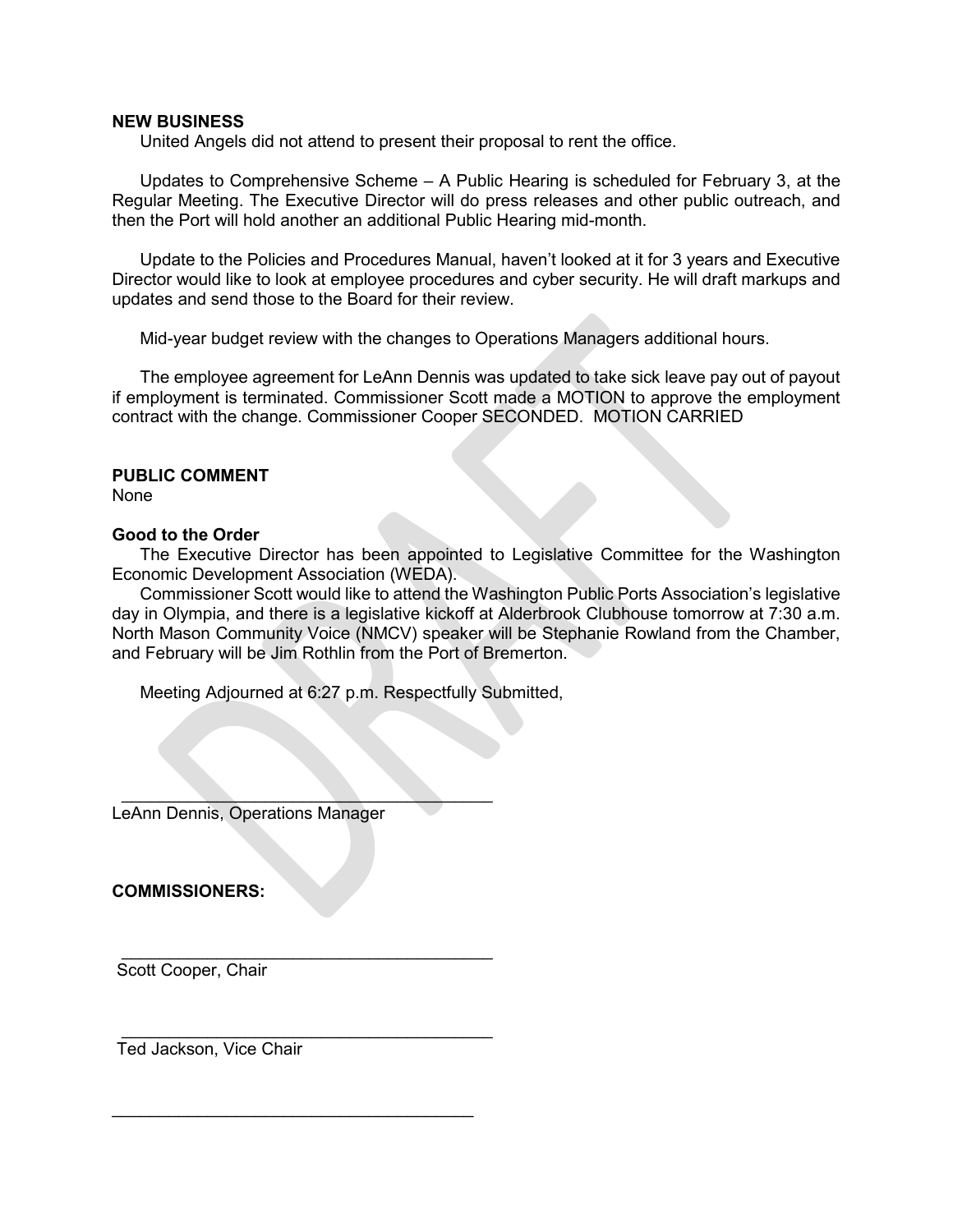**NEW BUSINESS**

United Angels did not attend to present their proposal to rent the office.

Updates to Comprehensive Scheme – A Public Hearing is scheduled for February 3, at the Regular Meeting. The Executive Director will do press releases and other public outreach, and then the Port will hold another an additional Public Hearing mid-month.

Update to the Policies and Procedures Manual, haven't looked at it for 3 years and Executive Director would like to look at employee procedures and cyber security. He will draft markups and updates and send those to the Board for their review.

Mid-year budget review with the changes to Operations Managers additional hours.

The employee agreement for LeAnn Dennis was updated to take sick leave pay out of payout if employment is terminated. Commissioner Scott made a MOTION to approve the employment contract with the change. Commissioner Cooper SECONDED. MOTION CARRIED

**PUBLIC COMMENT**

None

**Good to the Order**

The Executive Director has been appointed to Legislative Committee for the Washington Economic Development Association (WEDA).

Commissioner Scott would like to attend the Washington Public Ports Association's legislative day in Olympia, and there is a legislative kickoff at Alderbrook Clubhouse tomorrow at 7:30 a.m. North Mason Community Voice (NMCV) speaker will be Stephanie Rowland from the Chamber, and February will be Jim Rothlin from the Port of Bremerton.

Meeting Adjourned at 6:27 p.m. Respectfully Submitted,

\_\_\_\_\_\_\_\_\_\_\_\_\_\_\_\_\_\_\_\_\_\_\_\_\_\_\_\_\_\_\_\_\_\_\_\_\_\_\_\_

LeAnn Dennis, Operations Manager

**COMMISSIONERS:**

\_\_\_\_\_\_\_\_\_\_\_\_\_\_\_\_\_\_\_\_\_\_\_\_\_\_\_\_\_\_\_\_\_\_\_\_\_\_\_\_

Scott Cooper, Chair

\_\_\_\_\_\_\_\_\_\_\_\_\_\_\_\_\_\_\_\_\_\_\_\_\_\_\_\_\_\_\_\_\_\_\_\_\_\_\_\_

Ted Jackson, Vice Chair

\_\_\_\_\_\_\_\_\_\_\_\_\_\_\_\_\_\_\_\_\_\_\_\_\_\_\_\_\_\_\_\_\_\_\_\_\_\_\_\_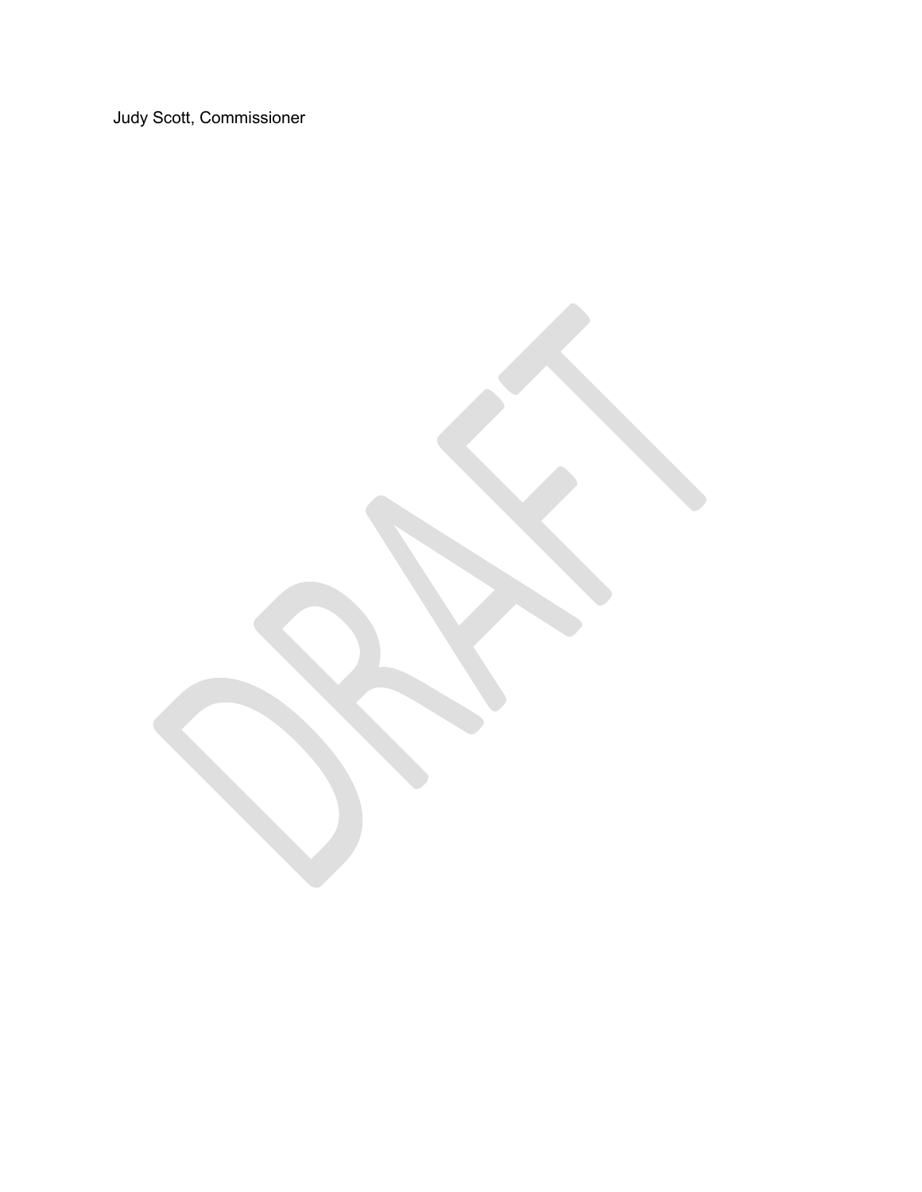Judy Scott, Commissioner

DRAFT